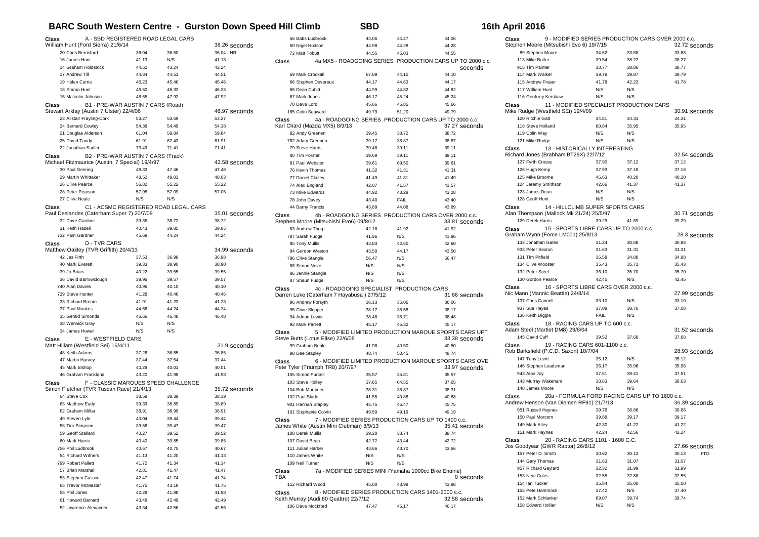# BARC South Western Centre - Gurston Down Speed Hill Climb — SBD — 16th April 2016

## Class A - SBD REGISTERED ROAD LEGAL CARS
William Hunt (Ford Sierra) 21/6/14 — 38.26 seconds

| No. | Driver | Run 1 | Run 2 | Best |
|---|---|---|---|---|
| 20 | Chris Berrisford | 36.04 | 36.50 | 36.04 NR |
| 16 | James Hunt | 41.13 | N/S | 41.13 |
| 14 | Graham Holdstock | 44.52 | 43.24 | 43.24 |
| 17 | Andrew Till | 44.84 | 44.51 | 44.51 |
| 19 | Helen Currie | 46.23 | 45.46 | 45.46 |
| 18 | Emma Hunt | 46.50 | 46.33 | 46.33 |
| 15 | Malcolm Johnson | 48.65 | 47.92 | 47.92 |

## Class B1 - PRE-WAR AUSTIN 7 CARS (Road)
Stewart Arklay (Austin 7 Ulster) 22/4/06 — 46.97 seconds

| No. | Driver | Run 1 | Run 2 | Best |
|---|---|---|---|---|
| 23 | Alistair Frayling-Cork | 53.27 | 53.69 | 53.27 |
| 24 | Bernard Cowley | 54.38 | 54.49 | 54.38 |
| 21 | Douglas Alderson | 61.04 | 59.84 | 59.84 |
| 25 | David Tandy | 61.91 | 62.43 | 61.91 |
| 22 | Jonathan Sadler | 73.49 | 71.41 | 71.41 |

## Class B2 - PRE-WAR AUSTIN 7 CARS (Track)
Michael Fitzmaurice (Austin 7 Special) 19/4/97 — 43.58 seconds

| No. | Driver | Run 1 | Run 2 | Best |
|---|---|---|---|---|
| 30 | Paul Geering | 48.33 | 47.46 | 47.46 |
| 29 | Martin Whittaker | 48.52 | 48.03 | 48.03 |
| 26 | Clive Pearce | 56.82 | 55.22 | 55.22 |
| 28 | Peter Pearson | 57.05 | 57.09 | 57.05 |
| 27 | Clive Neale | N/S | N/S | |

## Class C1 - ACSMC REGISTERED ROAD LEGAL CARS
Paul Deslandes (Caterham Super 7) 20/7/08 — 35.01 seconds

| No. | Driver | Run 1 | Run 2 | Best |
|---|---|---|---|---|
| 32 | Dave Gardner | 39.35 | 38.72 | 38.72 |
| 31 | Keith Hazell | 40.43 | 39.85 | 39.85 |
| 732 | Pam Gardner | 45.69 | 44.24 | 44.24 |

## Class D - TVR CARS
Matthew Oakley (TVR Griffith) 20/4/13 — 34.99 seconds

| No. | Driver | Run 1 | Run 2 | Best |
|---|---|---|---|---|
| 42 | Jes Firth | 37.53 | 36.98 | 36.98 |
| 40 | Mark Everett | 39.33 | 38.90 | 38.90 |
| 39 | Jo Briars | 40.22 | 39.55 | 39.55 |
| 36 | David Barrowclough | 39.96 | 39.57 | 39.57 |
| 740 | Alan Davies | 40.96 | 40.10 | 40.10 |
| 739 | Steve Hunter | 41.28 | 40.46 | 40.46 |
| 33 | Richard Bream | 41.91 | 41.23 | 41.23 |
| 37 | Paul Moakes | 44.66 | 44.24 | 44.24 |
| 35 | Gerald Simonds | 46.66 | 46.48 | 46.48 |
| 38 | Warwick Gray | N/S | N/S | |
| 34 | James Howell | N/S | N/S | |

## Class E - WESTFIELD CARS
Matt Hillam (Westfield Sei) 16/4/11 — 31.9 seconds

| No. | Driver | Run 1 | Run 2 | Best |
|---|---|---|---|---|
| 48 | Keith Adams | 37.26 | 36.85 | 36.85 |
| 47 | Martin Harvey | 37.44 | 37.54 | 37.44 |
| 45 | Mark Bishop | 40.29 | 40.01 | 40.01 |
| 46 | Graham Frankland | 43.20 | 41.98 | 41.98 |

## Class F - CLASSIC MARQUES SPEED CHALLENGE
Simon Fletcher (TVR Tuscan Race) 21/4/13 — 35.72 seconds

| No. | Driver | Run 1 | Run 2 | Best |
|---|---|---|---|---|
| 64 | Steve Cox | 38.58 | 38.39 | 38.39 |
| 63 | Matthew Eady | 39.39 | 38.89 | 38.89 |
| 62 | Graham Millar | 38.91 | 38.99 | 38.91 |
| 49 | Steven Lyle | 40.04 | 39.44 | 39.44 |
| 58 | Tim Simpson | 39.56 | 39.47 | 39.47 |
| 59 | Geoff Stallard | 40.27 | 39.52 | 39.52 |
| 60 | Mark Harris | 40.40 | 39.85 | 39.85 |
| 756 | Phil Ludbrook | 40.67 | 40.75 | 40.67 |
| 54 | Richard Withers | 41.13 | 41.20 | 41.13 |
| 799 | Robert Pallett | 41.72 | 41.34 | 41.34 |
| 57 | Brian Marshall | 42.81 | 41.47 | 41.47 |
| 53 | Stephen Casson | 42.47 | 41.74 | 41.74 |
| 65 | Trevor McMaster | 41.75 | 43.18 | 41.75 |
| 55 | Phil Jones | 42.28 | 41.98 | 41.98 |
| 61 | Howard Barnard | 43.48 | 42.49 | 42.49 |
| 52 | Lawrence Alexander | 43.34 | 42.56 | 42.56 |
| 56 | Babs Ludbrook | 44.06 | 44.27 | 44.06 |
| 50 | Nigel Hodson | 44.98 | 44.28 | 44.28 |
| 72 | Matt Tobutt | 44.55 | 45.03 | 44.55 |

## Class 4a MX5 - ROADGOING SERIES PRODUCTION CARS UP TO 2000 c.c.
seconds

| No. | Driver | Run 1 | Run 2 | Best |
|---|---|---|---|---|
| 69 | Mark Crookall | 67.89 | 44.10 | 44.10 |
| 66 | Stephen Devereux | 44.17 | 44.63 | 44.17 |
| 68 | Dean Cubitt | 44.99 | 44.82 | 44.82 |
| 67 | Mark Jones | 46.17 | 45.24 | 45.24 |
| 70 | Dave Lord | 45.66 | 45.85 | 45.66 |
| 165 | Colin Seaward | 49.79 | 51.20 | 49.79 |

## Class 4a - ROADGOING SERIES PRODUCTION CARS UP TO 2000 c.c.
Karl Chard (Mazda MX5) 8/9/13 — 37.27 seconds

| No. | Driver | Run 1 | Run 2 | Best |
|---|---|---|---|---|
| 82 | Andy Greenen | 39.45 | 38.72 | 38.72 |
| 782 | Adam Greenen | 39.17 | 38.87 | 38.87 |
| 79 | Steve Harris | 39.48 | 39.11 | 39.11 |
| 80 | Tim Forster | 39.69 | 39.11 | 39.11 |
| 81 | Paul Webster | 39.61 | 69.50 | 39.61 |
| 76 | Kevin Thomas | 41.32 | 41.31 | 41.31 |
| 77 | Daniel Clazey | 41.49 | 41.81 | 41.49 |
| 74 | Alex England | 42.07 | 41.57 | 41.57 |
| 73 | Mike Edwards | 44.92 | 43.28 | 43.28 |
| 78 | John Davey | 43.40 | FAIL | 43.40 |
| 44 | Barny Francis | 43.89 | 44.08 | 43.89 |

## Class 4b - ROADGOING SERIES PRODUCTION CARS OVER 2000 c.c.
Stephen Moore (Mitsubishi Evo6) 09/8/12 — 33.81 seconds

| No. | Driver | Run 1 | Run 2 | Best |
|---|---|---|---|---|
| 83 | Andrew Thorp | 42.18 | 41.92 | 41.92 |
| 787 | Sarah Fudge | 41.96 | N/S | 41.96 |
| 85 | Tony Mullis | 43.83 | 42.60 | 42.60 |
| 84 | Gordon Weston | 43.50 | 44.17 | 43.50 |
| 786 | Clive Stangle | 56.47 | N/S | 56.47 |
| 88 | Simon Neve | N/S | N/S | |
| 86 | Jennie Stangle | N/S | N/S | |
| 87 | Shaun Fudge | N/S | N/S | |

## Class 4c - ROADGOING SPECIALIST PRODUCTION CARS
Darren Luke (Caterham 7 Hayabusa ) 27/5/12 — 31.66 seconds

| No. | Driver | Run 1 | Run 2 | Best |
|---|---|---|---|---|
| 96 | Andrew Forsyth | 36.13 | 36.06 | 36.06 |
| 95 | Clive Skipper | 38.17 | 38.58 | 38.17 |
| 94 | Adrian Lewis | 38.48 | 38.71 | 38.48 |
| 92 | Mark Parrett | 45.17 | 45.32 | 45.17 |

## Class 5 - MODIFIED LIMITED PRODUCTION MARQUE SPORTS CARS UPT
Steve Butts (Lotus Elise) 22/6/08 — 33.38 seconds

| No. | Driver | Run 1 | Run 2 | Best |
|---|---|---|---|---|
| 99 | Graham Beale | 41.98 | 40.50 | 40.50 |
| 98 | Dee Stapley | 48.74 | 50.45 | 48.74 |

## Class 6 - MODIFIED LIMITED PRODUCTION MARQUE SPORTS CARS OVE
Pete Tyler (Triumph TR8) 20/7/97 — 33.97 seconds

| No. | Driver | Run 1 | Run 2 | Best |
|---|---|---|---|---|
| 105 | Simon Purcell | 35.57 | 35.81 | 35.57 |
| 103 | Steve Holley | 37.65 | 64.55 | 37.65 |
| 104 | Bob Mortimer | 38.31 | 38.87 | 38.31 |
| 102 | Paul Slade | 41.55 | 40.88 | 40.88 |
| 901 | Hannah Stapley | 45.75 | 46.47 | 45.75 |
| 101 | Stephanie Colvin | 49.50 | 49.19 | 49.19 |

## Class 7 - MODIFIED SERIES PRODUCTION CARS UP TO 1400 c.c.
James White (Austin Mini Clubman) 8/9/13 — 35.41 seconds

| No. | Driver | Run 1 | Run 2 | Best |
|---|---|---|---|---|
| 108 | Derek Mullis | 39.20 | 38.74 | 38.74 |
| 107 | David Bean | 42.72 | 43.44 | 42.72 |
| 111 | Julian Harber | 43.66 | 43.70 | 43.66 |
| 110 | James White | N/S | N/S | |
| 109 | Neil Turner | N/S | N/S | |

## Class 7a - MODIFIED SERIES MINI (Yamaha 1000cc Bike Engine)
TBA — 0 seconds

| No. | Driver | Run 1 | Run 2 | Best |
|---|---|---|---|---|
| 112 | Richard Wood | 45.00 | 43.98 | 43.98 |

## Class 8 - MODIFIED SERIES PRODUCTION CARS 1401-2000 c.c.
Keith Murray (Audi 80 Quattro) 22/7/12 — 32.58 seconds

| No. | Driver | Run 1 | Run 2 | Best |
|---|---|---|---|---|
| 106 | Dave Mockford | 47.47 | 46.17 | 46.17 |

## Class 9 - MODIFIED SERIES PRODUCTION CARS OVER 2000 c.c.
Stephen Moore (Mitsubishi Evo 6) 19/7/15 — 32.72 seconds

| No. | Driver | Run 1 | Run 2 | Best |
|---|---|---|---|---|
| 89 | Stephen Moore | 34.62 | 33.88 | 33.88 |
| 113 | Mike Butler | 39.54 | 38.27 | 38.27 |
| 915 | Tim Painter | 38.77 | 38.86 | 38.77 |
| 114 | Mark Walker | 39.79 | 39.87 | 39.79 |
| 115 | Andrew Fraser | 41.78 | 42.23 | 41.78 |
| 117 | William Hunt | N/S | N/S | |
| 116 | Geoffrey Kershaw | N/S | N/S | |

## Class 11 - MODIFIED SPECIALIST PRODUCTION CARS
Mike Rudge (Westfield SEi) 19/4/09 — 30.91 seconds

| No. | Driver | Run 1 | Run 2 | Best |
|---|---|---|---|---|
| 120 | Ritchie Gatt | 34.81 | 34.31 | 34.31 |
| 118 | Steve Holland | 80.84 | 35.95 | 35.95 |
| 119 | Colin Way | N/S | N/S | |
| 121 | Mike Rudge | N/S | N/S | |

## Class 13 - HISTORICALLY INTERESTING
Richard Jones (Brabham BT29X) 22/7/12 — 32.54 seconds

| No. | Driver | Run 1 | Run 2 | Best |
|---|---|---|---|---|
| 127 | Fyrth Crosse | 37.90 | 37.12 | 37.12 |
| 126 | Hugh Kemp | 37.93 | 37.18 | 37.18 |
| 125 | Mike Broome | 45.63 | 40.20 | 40.20 |
| 124 | Jeremy Smithson | 42.66 | 41.37 | 41.37 |
| 123 | James Dean | N/S | N/S | |
| 128 | Geoff Hunt | N/S | N/S | |

## Class 14 - HILLCLIMB SUPER SPORTS CARS
Alan Thompson (Mallock Mk 21/24) 25/5/97 — 30.71 seconds

| No. | Driver | Run 1 | Run 2 | Best |
|---|---|---|---|---|
| 129 | Derek Harris | 39.29 | 41.69 | 39.29 |

## Class 15 - SPORTS LIBRE CARS UP TO 2000 c.c.
Graham Wynn (Force LM001) 25/8/13 — 28.3 seconds

| No. | Driver | Run 1 | Run 2 | Best |
|---|---|---|---|---|
| 133 | Jonathan Gates | 31.24 | 30.88 | 30.88 |
| 933 | Peter Sexton | 31.63 | 31.31 | 31.31 |
| 131 | Tim Pitfield | 36.58 | 34.88 | 34.88 |
| 134 | Clive Wooster | 35.43 | 35.71 | 35.43 |
| 132 | Peter Steel | 36.10 | 35.70 | 35.70 |
| 130 | Gordon Pearce | 42.45 | N/S | 42.45 |

## Class 16 - SPORTS LIBRE CARS OVER 2000 c.c.
Nic Mann (Mannic Beattie) 24/8/14 — 27.99 seconds

| No. | Driver | Run 1 | Run 2 | Best |
|---|---|---|---|---|
| 137 | Chris Cannell | 33.10 | N/S | 33.10 |
| 937 | Sue Hayes | 37.08 | 38.76 | 37.08 |
| 136 | Keith Diggle | FAIL | N/S | |

## Class 18 - RACING CARS UP TO 600 c.c.
Adam Steel (Martlet DM8) 29/8/04 — 31.52 seconds

| No. | Driver | Run 1 | Run 2 | Best |
|---|---|---|---|---|
| 145 | David Cuff | 39.52 | 37.68 | 37.68 |

## Class 19 - RACING CARS 601-1100 c.c.
Rob Barksfield (P.C.D. Saxon) 18/7/04 — 28.93 seconds

| No. | Driver | Run 1 | Run 2 | Best |
|---|---|---|---|---|
| 147 | Tony Levitt | 35.12 | N/S | 35.12 |
| 146 | Stephen Loadsman | 36.17 | 35.96 | 35.96 |
| 943 | Alan Joy | 37.51 | 39.41 | 37.51 |
| 143 | Murray Wakeham | 38.63 | 39.64 | 38.63 |
| 148 | James Moore | N/S | N/S | |

## Class 20a - FORMULA FORD RACING CARS UP TO 1600 c.c.
Andrew Henson (Van Diemen RF91) 21/7/13 — 36.39 seconds

| No. | Driver | Run 1 | Run 2 | Best |
|---|---|---|---|---|
| 951 | Russell Haynes | 39.76 | 38.86 | 38.86 |
| 150 | Paul Morcom | 39.88 | 39.17 | 39.17 |
| 149 | Mark Alley | 42.30 | 41.22 | 41.22 |
| 151 | Mark Haynes | 42.24 | 42.56 | 42.24 |

## Class 20 - RACING CARS 1101 - 1600 C.C.
Jos Goodyear (GWR Raptor) 26/8/12 — 27.66 seconds

| No. | Driver | Run 1 | Run 2 | Best |
|---|---|---|---|---|
| 157 | Peter D. Smith | 30.62 | 30.13 | 30.13 FTD |
| 144 | Gary Thomas | 31.63 | 31.07 | 31.07 |
| 957 | Richard Gaylard | 32.32 | 31.99 | 31.99 |
| 153 | Neal Coles | 32.55 | 32.88 | 32.55 |
| 154 | Ian Tucker | 35.84 | 35.00 | 35.00 |
| 155 | Pete Hammock | 37.40 | N/S | 37.40 |
| 152 | Mark Schlanker | 89.07 | 39.74 | 39.74 |
| 158 | Edward Hollier | N/S | N/S | |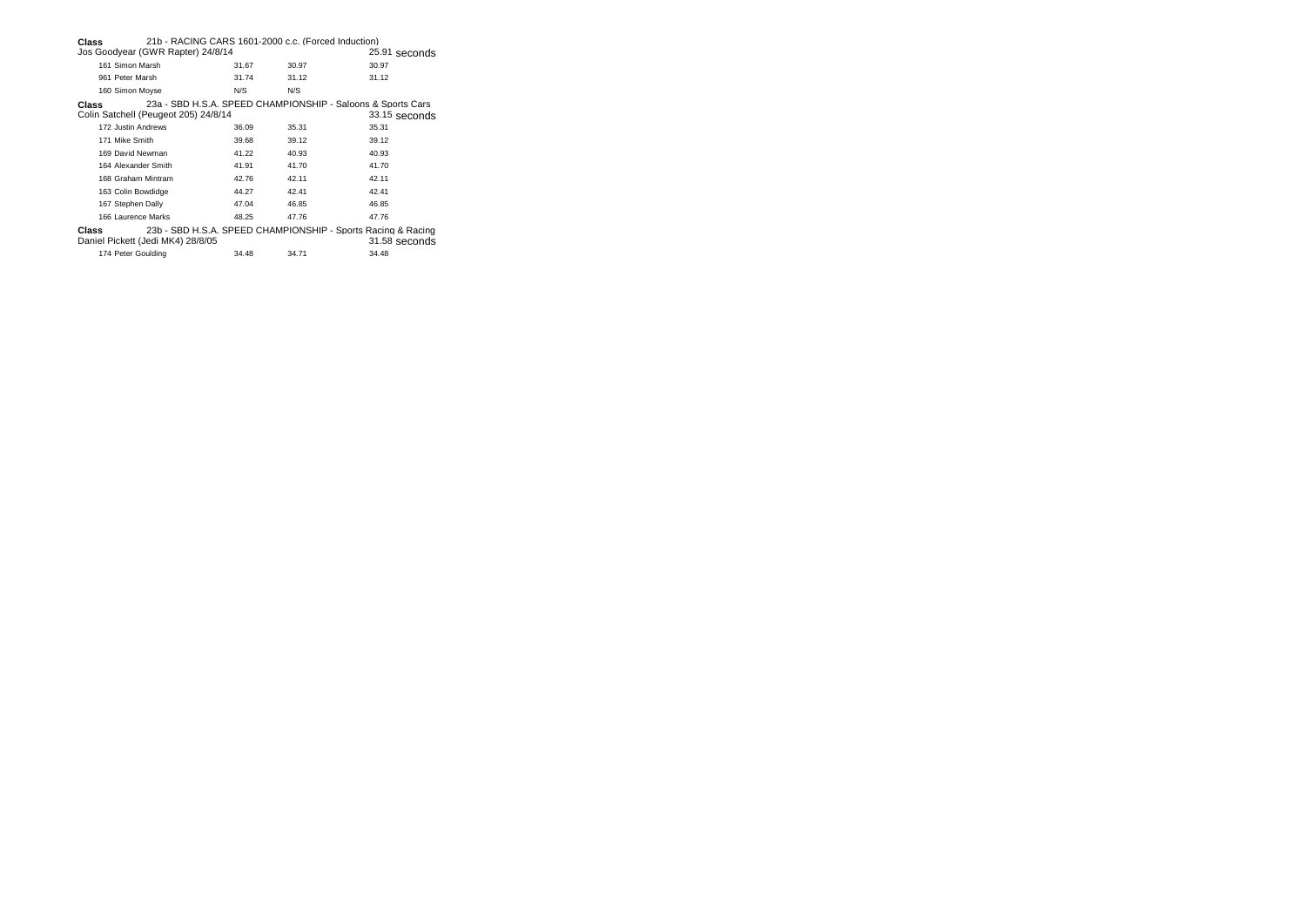**Class** 21b - RACING CARS 1601-2000 c.c. (Forced Induction)

Jos Goodyear (GWR Rapter) 24/8/14 25.91 seconds

| | | | |
|---|---|---|---|
| 161 Simon Marsh | 31.67 | 30.97 | 30.97 |
| 961 Peter Marsh | 31.74 | 31.12 | 31.12 |
| 160 Simon Moyse | N/S | N/S | |

**Class** 23a - SBD H.S.A. SPEED CHAMPIONSHIP - Saloons & Sports Cars

Colin Satchell (Peugeot 205) 24/8/14 33.15 seconds

| | | | |
|---|---|---|---|
| 172 Justin Andrews | 36.09 | 35.31 | 35.31 |
| 171 Mike Smith | 39.68 | 39.12 | 39.12 |
| 169 David Newman | 41.22 | 40.93 | 40.93 |
| 164 Alexander Smith | 41.91 | 41.70 | 41.70 |
| 168 Graham Mintram | 42.76 | 42.11 | 42.11 |
| 163 Colin Bowdidge | 44.27 | 42.41 | 42.41 |
| 167 Stephen Dally | 47.04 | 46.85 | 46.85 |
| 166 Laurence Marks | 48.25 | 47.76 | 47.76 |

**Class** 23b - SBD H.S.A. SPEED CHAMPIONSHIP - Sports Racing & Racing

Daniel Pickett (Jedi MK4) 28/8/05 31.58 seconds

| | | | |
|---|---|---|---|
| 174 Peter Goulding | 34.48 | 34.71 | 34.48 |